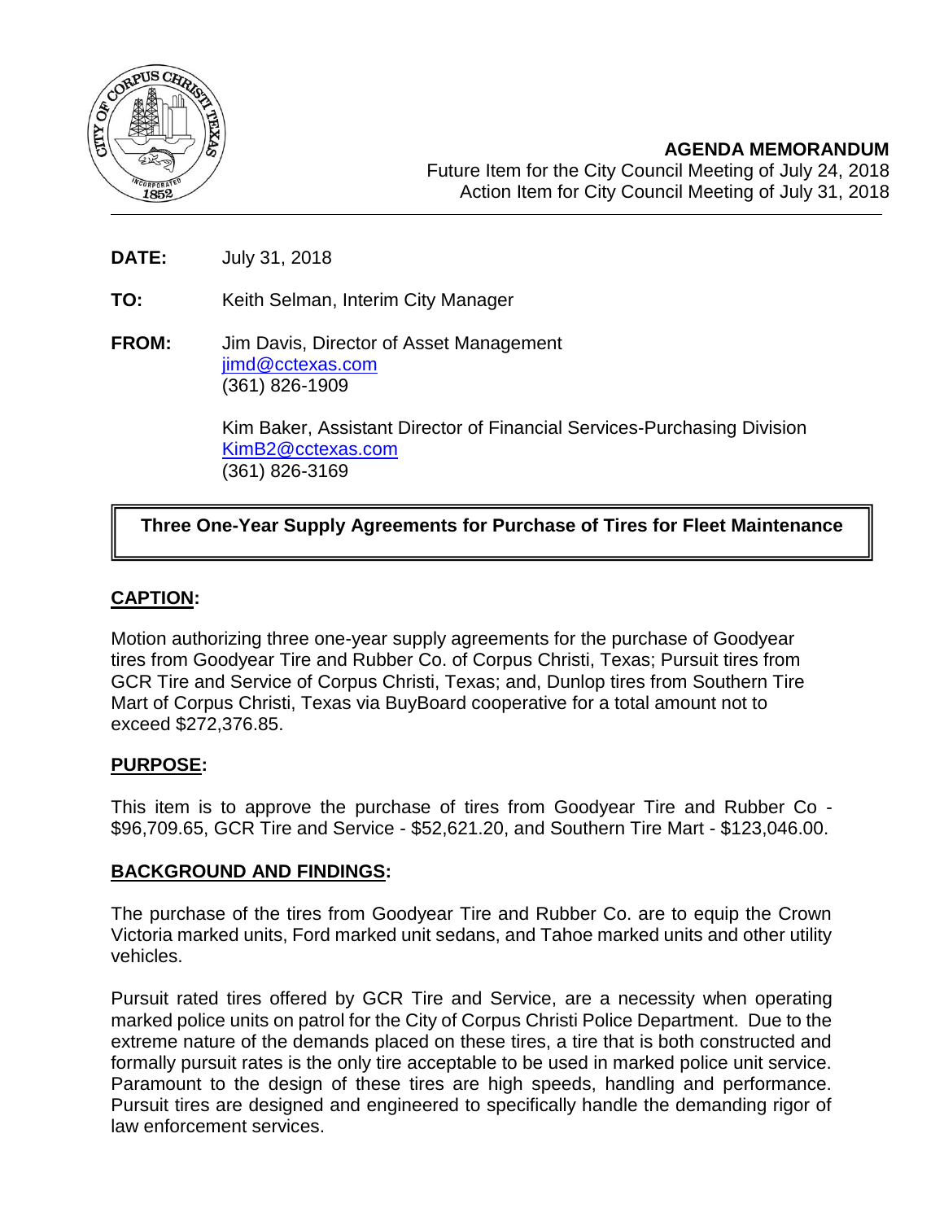**AGENDA MEMORANDUM**
Future Item for the City Council Meeting of July 24, 2018
Action Item for City Council Meeting of July 31, 2018

**DATE:** July 31, 2018

**TO:** Keith Selman, Interim City Manager

**FROM:** Jim Davis, Director of Asset Management
jimd@cctexas.com
(361) 826-1909

Kim Baker, Assistant Director of Financial Services-Purchasing Division
KimB2@cctexas.com
(361) 826-3169

**Three One-Year Supply Agreements for Purchase of Tires for Fleet Maintenance**

## CAPTION:

Motion authorizing three one-year supply agreements for the purchase of Goodyear tires from Goodyear Tire and Rubber Co. of Corpus Christi, Texas; Pursuit tires from GCR Tire and Service of Corpus Christi, Texas; and, Dunlop tires from Southern Tire Mart of Corpus Christi, Texas via BuyBoard cooperative for a total amount not to exceed $272,376.85.

## PURPOSE:

This item is to approve the purchase of tires from Goodyear Tire and Rubber Co - $96,709.65, GCR Tire and Service - $52,621.20, and Southern Tire Mart - $123,046.00.

## BACKGROUND AND FINDINGS:

The purchase of the tires from Goodyear Tire and Rubber Co. are to equip the Crown Victoria marked units, Ford marked unit sedans, and Tahoe marked units and other utility vehicles.

Pursuit rated tires offered by GCR Tire and Service, are a necessity when operating marked police units on patrol for the City of Corpus Christi Police Department. Due to the extreme nature of the demands placed on these tires, a tire that is both constructed and formally pursuit rates is the only tire acceptable to be used in marked police unit service. Paramount to the design of these tires are high speeds, handling and performance. Pursuit tires are designed and engineered to specifically handle the demanding rigor of law enforcement services.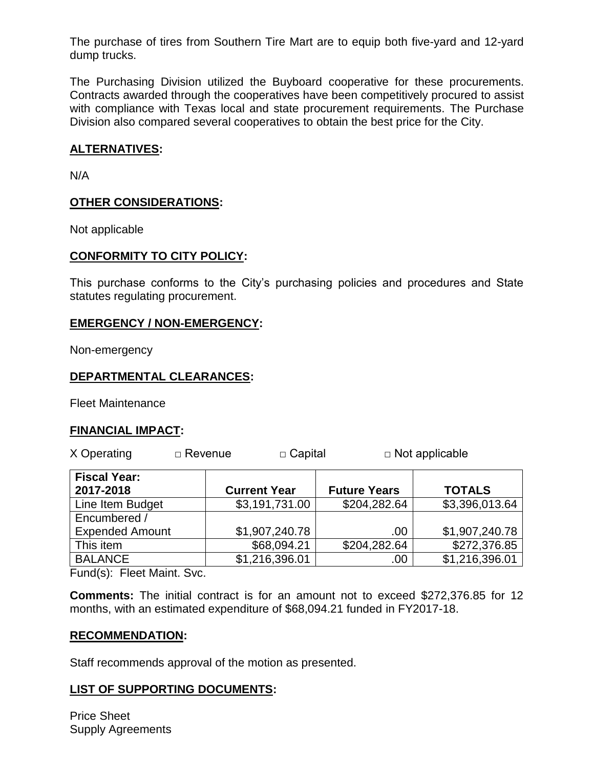The purchase of tires from Southern Tire Mart are to equip both five-yard and 12-yard dump trucks.

The Purchasing Division utilized the Buyboard cooperative for these procurements. Contracts awarded through the cooperatives have been competitively procured to assist with compliance with Texas local and state procurement requirements. The Purchase Division also compared several cooperatives to obtain the best price for the City.

## ALTERNATIVES:

N/A

## OTHER CONSIDERATIONS:

Not applicable

## CONFORMITY TO CITY POLICY:

This purchase conforms to the City's purchasing policies and procedures and State statutes regulating procurement.

## EMERGENCY / NON-EMERGENCY:

Non-emergency

## DEPARTMENTAL CLEARANCES:

Fleet Maintenance

## FINANCIAL IMPACT:

X Operating □ Revenue □ Capital □ Not applicable

| Fiscal Year: 2017-2018 | Current Year | Future Years | TOTALS |
|---|---|---|---|
| Line Item Budget | $3,191,731.00 | $204,282.64 | $3,396,013.64 |
| Encumbered / Expended Amount | $1,907,240.78 | .00 | $1,907,240.78 |
| This item | $68,094.21 | $204,282.64 | $272,376.85 |
| BALANCE | $1,216,396.01 | .00 | $1,216,396.01 |

Fund(s): Fleet Maint. Svc.

**Comments:** The initial contract is for an amount not to exceed $272,376.85 for 12 months, with an estimated expenditure of $68,094.21 funded in FY2017-18.

## RECOMMENDATION:

Staff recommends approval of the motion as presented.

## LIST OF SUPPORTING DOCUMENTS:

Price Sheet
Supply Agreements